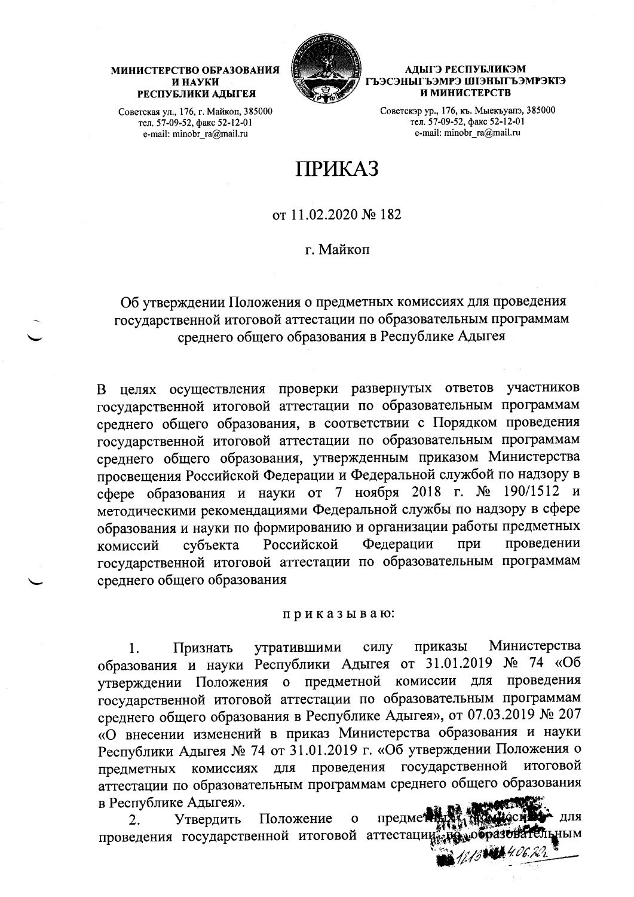**МИНИСТЕРСТВО ОБРАЗОВАНИЯ И НАУКИ РЕСПУБЛИКИ АДЫГЕЯ**

Советская ул., 176, г. Майкоп, 385000
тел. 57-09-52, факс 52-12-01
e-mail: minobr_ra@mail.ru

**АДЫГЭ РЕСПУБЛИКЭМ ГЪЭСЭНЫГЪЭМРЭ ШIЭНЫГЪЭМРЭКIЭ И МИНИСТЕРСТВ**

Советскэр ур., 176, къ. Мыекъуапэ, 385000
тел. 57-09-52, факс 52-12-01
e-mail: minobr_ra@mail.ru

# ПРИКАЗ

от 11.02.2020 № 182

г. Майкоп

Об утверждении Положения о предметных комиссиях для проведения государственной итоговой аттестации по образовательным программам среднего общего образования в Республике Адыгея

В целях осуществления проверки развернутых ответов участников государственной итоговой аттестации по образовательным программам среднего общего образования, в соответствии с Порядком проведения государственной итоговой аттестации по образовательным программам среднего общего образования, утвержденным приказом Министерства просвещения Российской Федерации и Федеральной службой по надзору в сфере образования и науки от 7 ноября 2018 г. № 190/1512 и методическими рекомендациями Федеральной службы по надзору в сфере образования и науки по формированию и организации работы предметных комиссий субъекта Российской Федерации при проведении государственной итоговой аттестации по образовательным программам среднего общего образования

п р и к а з ы в а ю:

1. Признать утратившими силу приказы Министерства образования и науки Республики Адыгея от 31.01.2019 № 74 «Об утверждении Положения о предметной комиссии для проведения государственной итоговой аттестации по образовательным программам среднего общего образования в Республике Адыгея», от 07.03.2019 № 207 «О внесении изменений в приказ Министерства образования и науки Республики Адыгея № 74 от 31.01.2019 г. «Об утверждении Положения о предметных комиссиях для проведения государственной итоговой аттестации по образовательным программам среднего общего образования в Республике Адыгея».

2. Утвердить Положение о предметных комиссиях для проведения государственной итоговой аттестации по образовательным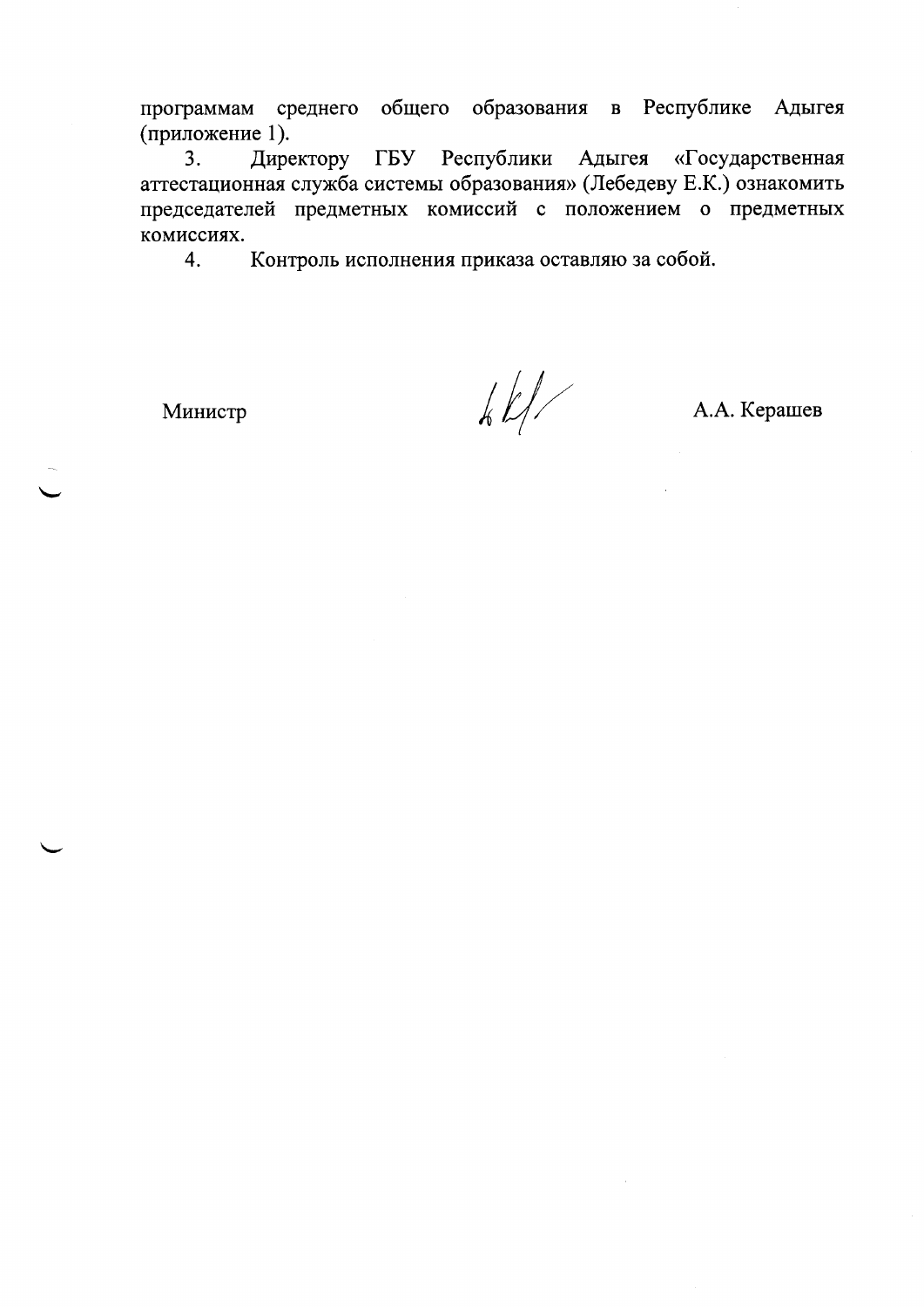программам среднего общего образования в Республике Адыгея (приложение 1).

3. Директору ГБУ Республики Адыгея «Государственная аттестационная служба системы образования» (Лебедеву Е.К.) ознакомить председателей предметных комиссий с положением о предметных комиссиях.

4. Контроль исполнения приказа оставляю за собой.

Министр А.А. Керашев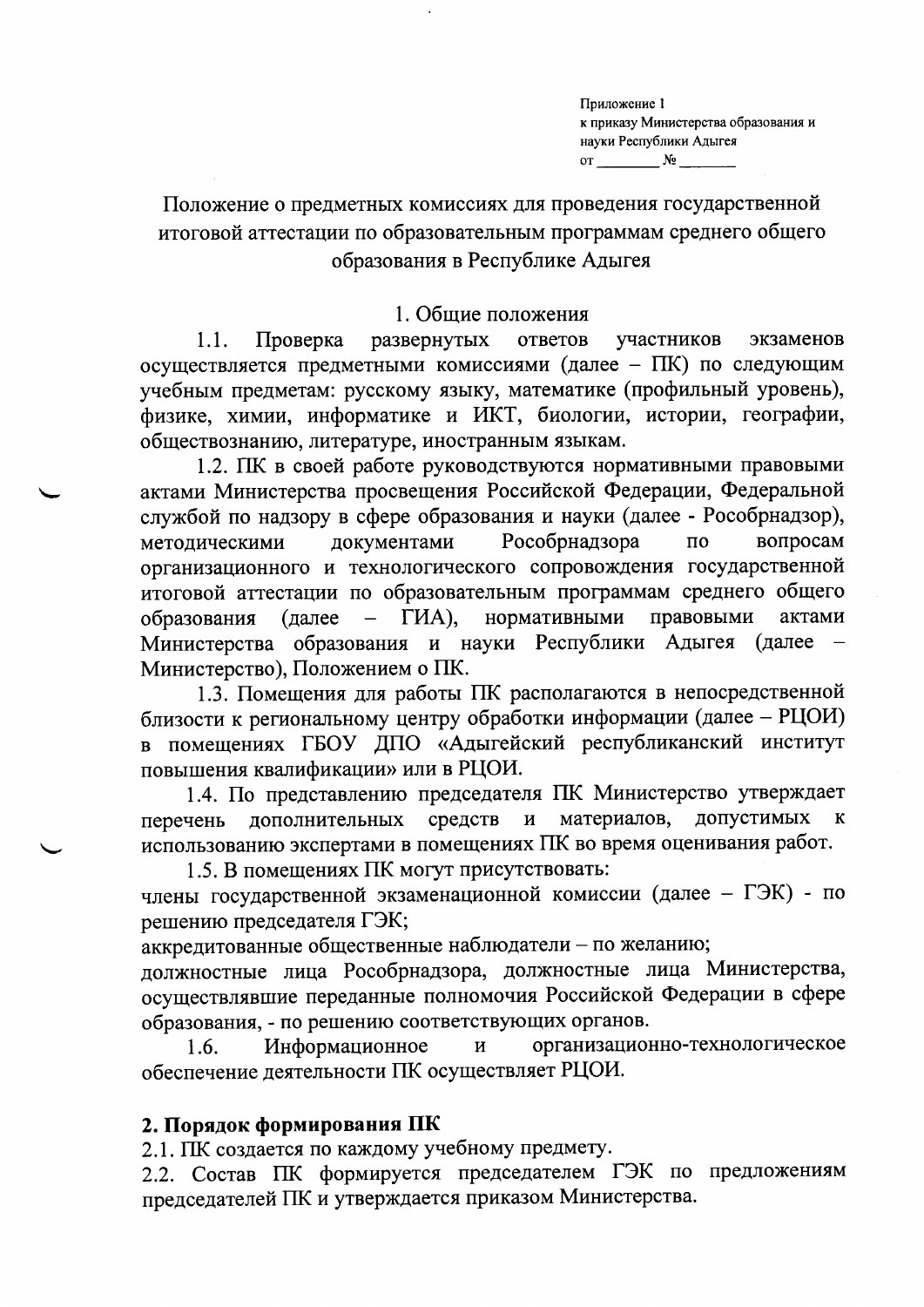Приложение 1
к приказу Министерства образования и науки Республики Адыгея
от ________ № ________

# Положение о предметных комиссиях для проведения государственной итоговой аттестации по образовательным программам среднего общего образования в Республике Адыгея

## 1. Общие положения

1.1. Проверка развернутых ответов участников экзаменов осуществляется предметными комиссиями (далее – ПК) по следующим учебным предметам: русскому языку, математике (профильный уровень), физике, химии, информатике и ИКТ, биологии, истории, географии, обществознанию, литературе, иностранным языкам.

1.2. ПК в своей работе руководствуются нормативными правовыми актами Министерства просвещения Российской Федерации, Федеральной службой по надзору в сфере образования и науки (далее - Рособрнадзор), методическими документами Рособрнадзора по вопросам организационного и технологического сопровождения государственной итоговой аттестации по образовательным программам среднего общего образования (далее – ГИА), нормативными правовыми актами Министерства образования и науки Республики Адыгея (далее – Министерство), Положением о ПК.

1.3. Помещения для работы ПК располагаются в непосредственной близости к региональному центру обработки информации (далее – РЦОИ) в помещениях ГБОУ ДПО «Адыгейский республиканский институт повышения квалификации» или в РЦОИ.

1.4. По представлению председателя ПК Министерство утверждает перечень дополнительных средств и материалов, допустимых к использованию экспертами в помещениях ПК во время оценивания работ.

1.5. В помещениях ПК могут присутствовать:

члены государственной экзаменационной комиссии (далее – ГЭК) - по решению председателя ГЭК;

аккредитованные общественные наблюдатели – по желанию;

должностные лица Рособрнадзора, должностные лица Министерства, осуществлявшие переданные полномочия Российской Федерации в сфере образования, - по решению соответствующих органов.

1.6. Информационное и организационно-технологическое обеспечение деятельности ПК осуществляет РЦОИ.

## 2. Порядок формирования ПК

2.1. ПК создается по каждому учебному предмету.

2.2. Состав ПК формируется председателем ГЭК по предложениям председателей ПК и утверждается приказом Министерства.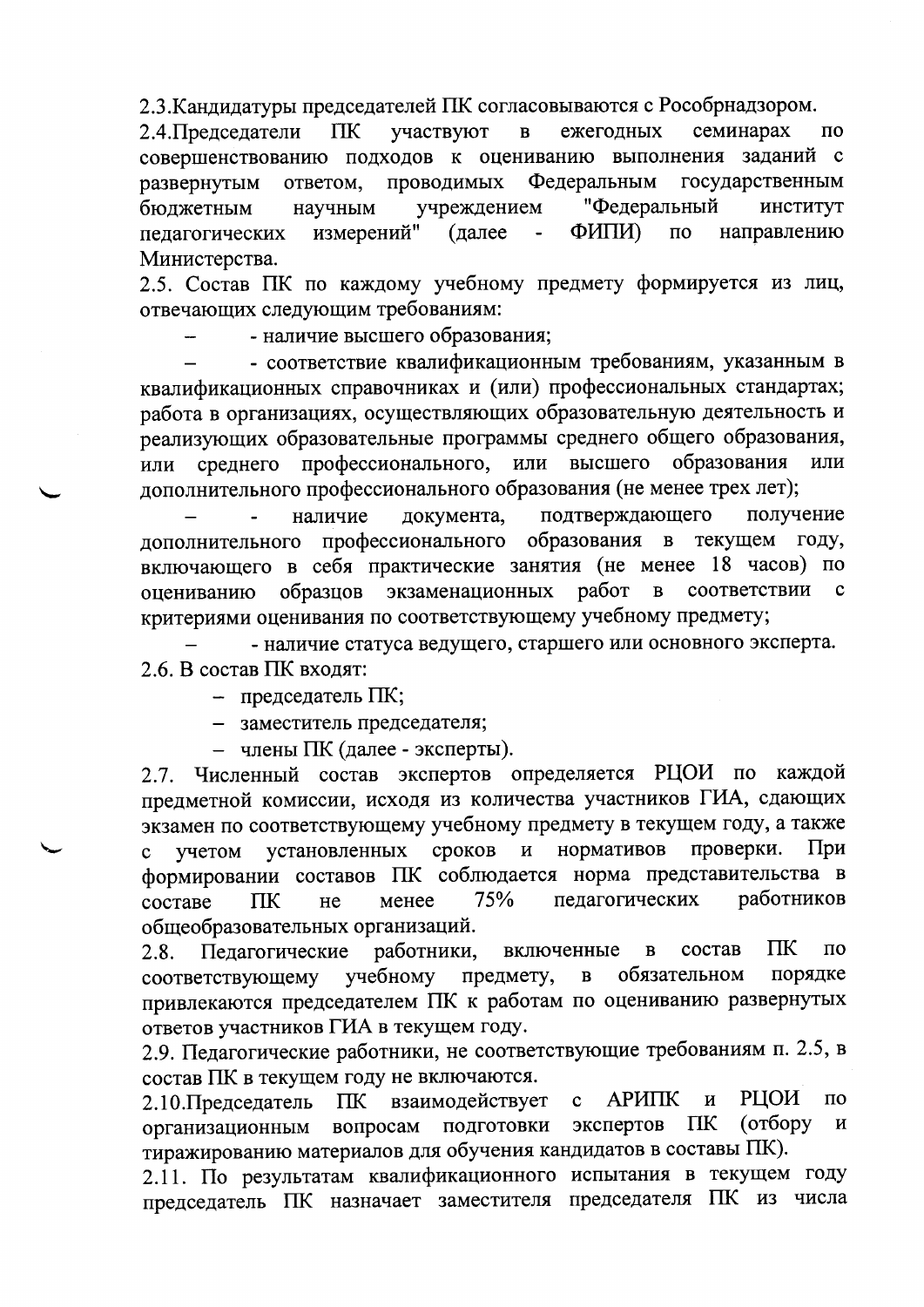2.3.Кандидатуры председателей ПК согласовываются с Рособрнадзором.

2.4.Председатели ПК участвуют в ежегодных семинарах по совершенствованию подходов к оцениванию выполнения заданий с развернутым ответом, проводимых Федеральным государственным бюджетным научным учреждением "Федеральный институт педагогических измерений" (далее - ФИПИ) по направлению Министерства.

2.5. Состав ПК по каждому учебному предмету формируется из лиц, отвечающих следующим требованиям:

- - наличие высшего образования;
- - соответствие квалификационным требованиям, указанным в квалификационных справочниках и (или) профессиональных стандартах; работа в организациях, осуществляющих образовательную деятельность и реализующих образовательные программы среднего общего образования, или среднего профессионального, или высшего образования или дополнительного профессионального образования (не менее трех лет);
- - наличие документа, подтверждающего получение дополнительного профессионального образования в текущем году, включающего в себя практические занятия (не менее 18 часов) по оцениванию образцов экзаменационных работ в соответствии с критериями оценивания по соответствующему учебному предмету;
- - наличие статуса ведущего, старшего или основного эксперта.

2.6. В состав ПК входят:

- председатель ПК;
- заместитель председателя;
- члены ПК (далее - эксперты).

2.7. Численный состав экспертов определяется РЦОИ по каждой предметной комиссии, исходя из количества участников ГИА, сдающих экзамен по соответствующему учебному предмету в текущем году, а также с учетом установленных сроков и нормативов проверки. При формировании составов ПК соблюдается норма представительства в составе ПК не менее 75% педагогических работников общеобразовательных организаций.

2.8. Педагогические работники, включенные в состав ПК по соответствующему учебному предмету, в обязательном порядке привлекаются председателем ПК к работам по оцениванию развернутых ответов участников ГИА в текущем году.

2.9. Педагогические работники, не соответствующие требованиям п. 2.5, в состав ПК в текущем году не включаются.

2.10.Председатель ПК взаимодействует с АРИПК и РЦОИ по организационным вопросам подготовки экспертов ПК (отбору и тиражированию материалов для обучения кандидатов в составы ПК).

2.11. По результатам квалификационного испытания в текущем году председатель ПК назначает заместителя председателя ПК из числа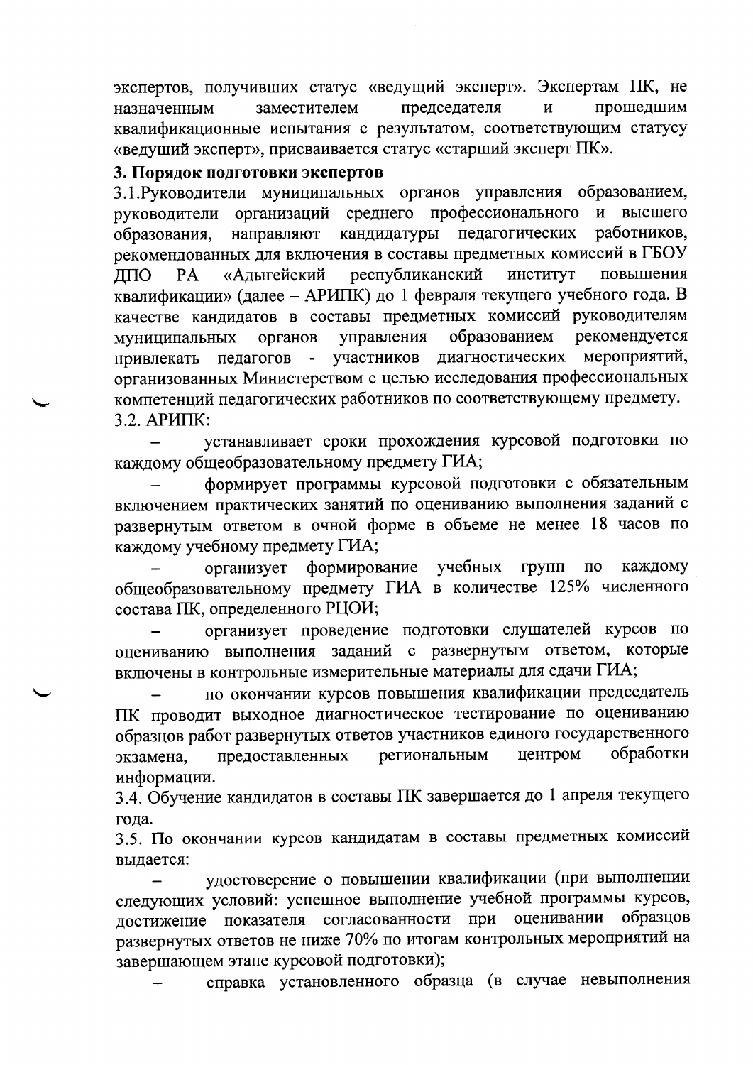экспертов, получивших статус «ведущий эксперт». Экспертам ПК, не назначенным заместителем председателя и прошедшим квалификационные испытания с результатом, соответствующим статусу «ведущий эксперт», присваивается статус «старший эксперт ПК».

**3. Порядок подготовки экспертов**

3.1.Руководители муниципальных органов управления образованием, руководители организаций среднего профессионального и высшего образования, направляют кандидатуры педагогических работников, рекомендованных для включения в составы предметных комиссий в ГБОУ ДПО РА «Адыгейский республиканский институт повышения квалификации» (далее – АРИПК) до 1 февраля текущего учебного года. В качестве кандидатов в составы предметных комиссий руководителям муниципальных органов управления образованием рекомендуется привлекать педагогов - участников диагностических мероприятий, организованных Министерством с целью исследования профессиональных компетенций педагогических работников по соответствующему предмету.

3.2. АРИПК:

– устанавливает сроки прохождения курсовой подготовки по каждому общеобразовательному предмету ГИА;

– формирует программы курсовой подготовки с обязательным включением практических занятий по оцениванию выполнения заданий с развернутым ответом в очной форме в объеме не менее 18 часов по каждому учебному предмету ГИА;

– организует формирование учебных групп по каждому общеобразовательному предмету ГИА в количестве 125% численного состава ПК, определенного РЦОИ;

– организует проведение подготовки слушателей курсов по оцениванию выполнения заданий с развернутым ответом, которые включены в контрольные измерительные материалы для сдачи ГИА;

– по окончании курсов повышения квалификации председатель ПК проводит выходное диагностическое тестирование по оцениванию образцов работ развернутых ответов участников единого государственного экзамена, предоставленных региональным центром обработки информации.

3.4. Обучение кандидатов в составы ПК завершается до 1 апреля текущего года.

3.5. По окончании курсов кандидатам в составы предметных комиссий выдается:

– удостоверение о повышении квалификации (при выполнении следующих условий: успешное выполнение учебной программы курсов, достижение показателя согласованности при оценивании образцов развернутых ответов не ниже 70% по итогам контрольных мероприятий на завершающем этапе курсовой подготовки);

– справка установленного образца (в случае невыполнения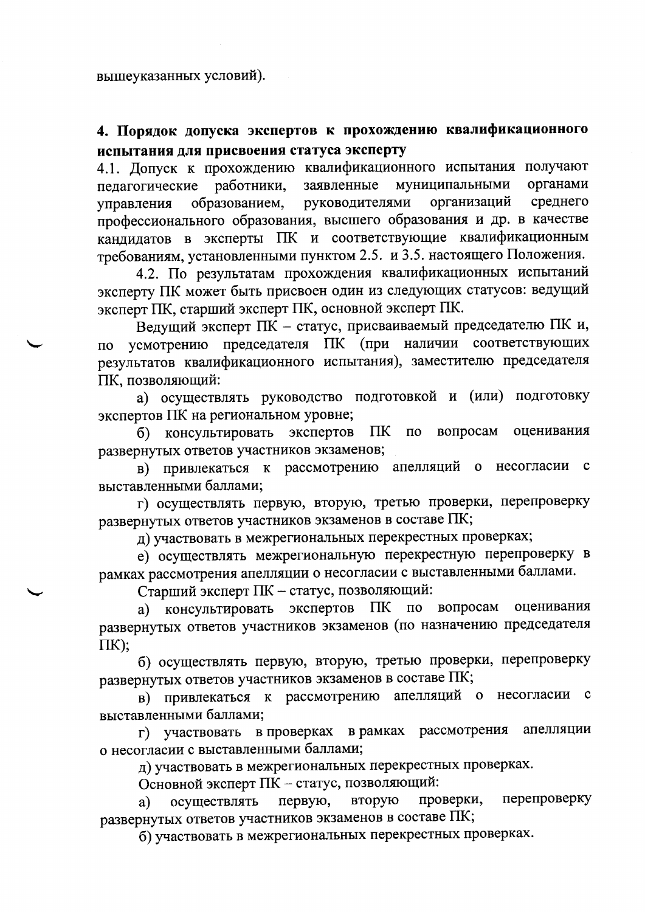вышеуказанных условий).

## 4. Порядок допуска экспертов к прохождению квалификационного испытания для присвоения статуса эксперту

4.1. Допуск к прохождению квалификационного испытания получают педагогические работники, заявленные муниципальными органами управления образованием, руководителями организаций среднего профессионального образования, высшего образования и др. в качестве кандидатов в эксперты ПК и соответствующие квалификационным требованиям, установленными пунктом 2.5. и 3.5. настоящего Положения.

4.2. По результатам прохождения квалификационных испытаний эксперту ПК может быть присвоен один из следующих статусов: ведущий эксперт ПК, старший эксперт ПК, основной эксперт ПК.

Ведущий эксперт ПК – статус, присваиваемый председателю ПК и, по усмотрению председателя ПК (при наличии соответствующих результатов квалификационного испытания), заместителю председателя ПК, позволяющий:

а) осуществлять руководство подготовкой и (или) подготовку экспертов ПК на региональном уровне;

б) консультировать экспертов ПК по вопросам оценивания развернутых ответов участников экзаменов;

в) привлекаться к рассмотрению апелляций о несогласии с выставленными баллами;

г) осуществлять первую, вторую, третью проверки, перепроверку развернутых ответов участников экзаменов в составе ПК;

д) участвовать в межрегиональных перекрестных проверках;

е) осуществлять межрегиональную перекрестную перепроверку в рамках рассмотрения апелляции о несогласии с выставленными баллами.

Старший эксперт ПК – статус, позволяющий:

а) консультировать экспертов ПК по вопросам оценивания развернутых ответов участников экзаменов (по назначению председателя ПК);

б) осуществлять первую, вторую, третью проверки, перепроверку развернутых ответов участников экзаменов в составе ПК;

в) привлекаться к рассмотрению апелляций о несогласии с выставленными баллами;

г) участвовать в проверках в рамках рассмотрения апелляции о несогласии с выставленными баллами;

д) участвовать в межрегиональных перекрестных проверках.

Основной эксперт ПК – статус, позволяющий:

а) осуществлять первую, вторую проверки, перепроверку развернутых ответов участников экзаменов в составе ПК;

б) участвовать в межрегиональных перекрестных проверках.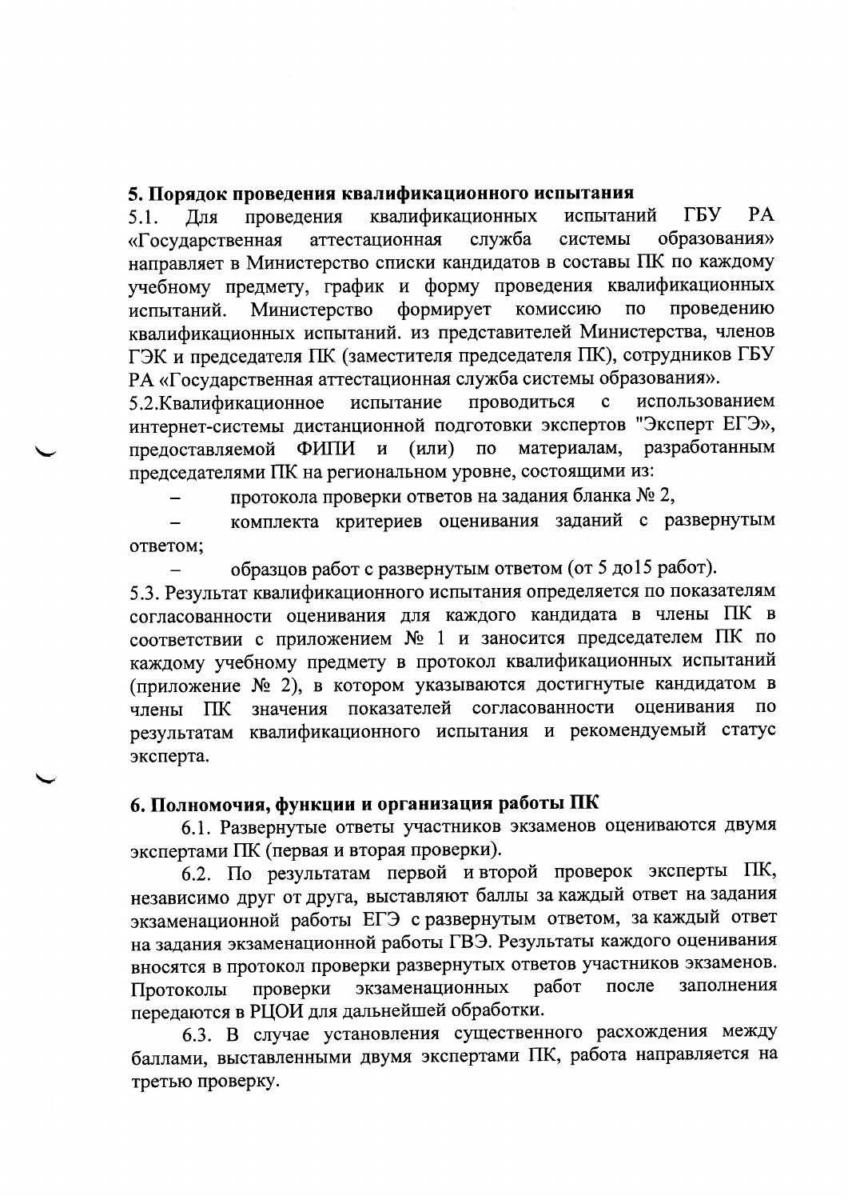### 5. Порядок проведения квалификационного испытания

5.1. Для проведения квалификационных испытаний ГБУ РА «Государственная аттестационная служба системы образования» направляет в Министерство списки кандидатов в составы ПК по каждому учебному предмету, график и форму проведения квалификационных испытаний. Министерство формирует комиссию по проведению квалификационных испытаний. из представителей Министерства, членов ГЭК и председателя ПК (заместителя председателя ПК), сотрудников ГБУ РА «Государственная аттестационная служба системы образования».

5.2.Квалификационное испытание проводиться с использованием интернет-системы дистанционной подготовки экспертов "Эксперт ЕГЭ», предоставляемой ФИПИ и (или) по материалам, разработанным председателями ПК на региональном уровне, состоящими из:

- протокола проверки ответов на задания бланка № 2,
- комплекта критериев оценивания заданий с развернутым ответом;
- образцов работ с развернутым ответом (от 5 до15 работ).

5.3. Результат квалификационного испытания определяется по показателям согласованности оценивания для каждого кандидата в члены ПК в соответствии с приложением № 1 и заносится председателем ПК по каждому учебному предмету в протокол квалификационных испытаний (приложение № 2), в котором указываются достигнутые кандидатом в члены ПК значения показателей согласованности оценивания по результатам квалификационного испытания и рекомендуемый статус эксперта.

### 6. Полномочия, функции и организация работы ПК

6.1. Развернутые ответы участников экзаменов оцениваются двумя экспертами ПК (первая и вторая проверки).

6.2. По результатам первой и второй проверок эксперты ПК, независимо друг от друга, выставляют баллы за каждый ответ на задания экзаменационной работы ЕГЭ с развернутым ответом, за каждый ответ на задания экзаменационной работы ГВЭ. Результаты каждого оценивания вносятся в протокол проверки развернутых ответов участников экзаменов. Протоколы проверки экзаменационных работ после заполнения передаются в РЦОИ для дальнейшей обработки.

6.3. В случае установления существенного расхождения между баллами, выставленными двумя экспертами ПК, работа направляется на третью проверку.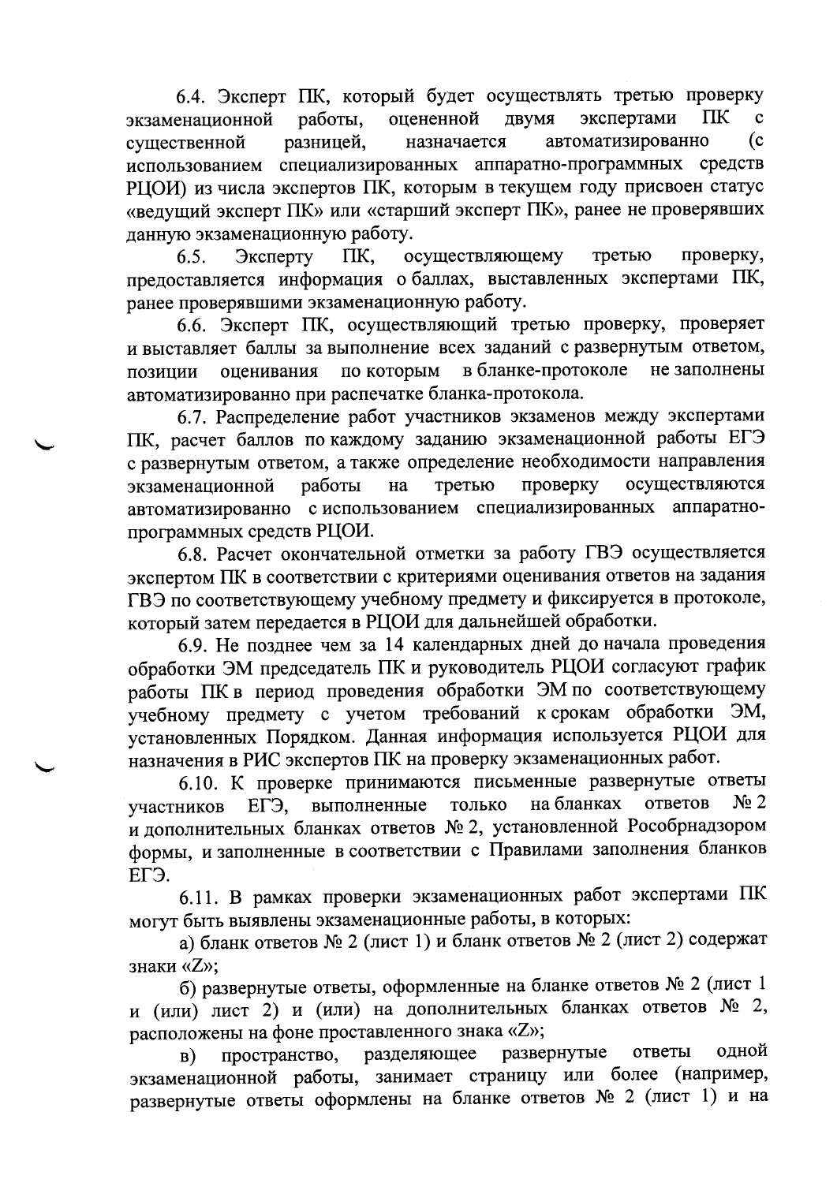6.4. Эксперт ПК, который будет осуществлять третью проверку экзаменационной работы, оцененной двумя экспертами ПК с существенной разницей, назначается автоматизированно (с использованием специализированных аппаратно-программных средств РЦОИ) из числа экспертов ПК, которым в текущем году присвоен статус «ведущий эксперт ПК» или «старший эксперт ПК», ранее не проверявших данную экзаменационную работу.

6.5. Эксперту ПК, осуществляющему третью проверку, предоставляется информация о баллах, выставленных экспертами ПК, ранее проверявшими экзаменационную работу.

6.6. Эксперт ПК, осуществляющий третью проверку, проверяет и выставляет баллы за выполнение всех заданий с развернутым ответом, позиции оценивания по которым в бланке-протоколе не заполнены автоматизированно при распечатке бланка-протокола.

6.7. Распределение работ участников экзаменов между экспертами ПК, расчет баллов по каждому заданию экзаменационной работы ЕГЭ с развернутым ответом, а также определение необходимости направления экзаменационной работы на третью проверку осуществляются автоматизированно с использованием специализированных аппаратно-программных средств РЦОИ.

6.8. Расчет окончательной отметки за работу ГВЭ осуществляется экспертом ПК в соответствии с критериями оценивания ответов на задания ГВЭ по соответствующему учебному предмету и фиксируется в протоколе, который затем передается в РЦОИ для дальнейшей обработки.

6.9. Не позднее чем за 14 календарных дней до начала проведения обработки ЭМ председатель ПК и руководитель РЦОИ согласуют график работы ПК в период проведения обработки ЭМ по соответствующему учебному предмету с учетом требований к срокам обработки ЭМ, установленных Порядком. Данная информация используется РЦОИ для назначения в РИС экспертов ПК на проверку экзаменационных работ.

6.10. К проверке принимаются письменные развернутые ответы участников ЕГЭ, выполненные только на бланках ответов № 2 и дополнительных бланках ответов № 2, установленной Рособрнадзором формы, и заполненные в соответствии с Правилами заполнения бланков ЕГЭ.

6.11. В рамках проверки экзаменационных работ экспертами ПК могут быть выявлены экзаменационные работы, в которых:

а) бланк ответов № 2 (лист 1) и бланк ответов № 2 (лист 2) содержат знаки «Z»;

б) развернутые ответы, оформленные на бланке ответов № 2 (лист 1 и (или) лист 2) и (или) на дополнительных бланках ответов № 2, расположены на фоне проставленного знака «Z»;

в) пространство, разделяющее развернутые ответы одной экзаменационной работы, занимает страницу или более (например, развернутые ответы оформлены на бланке ответов № 2 (лист 1) и на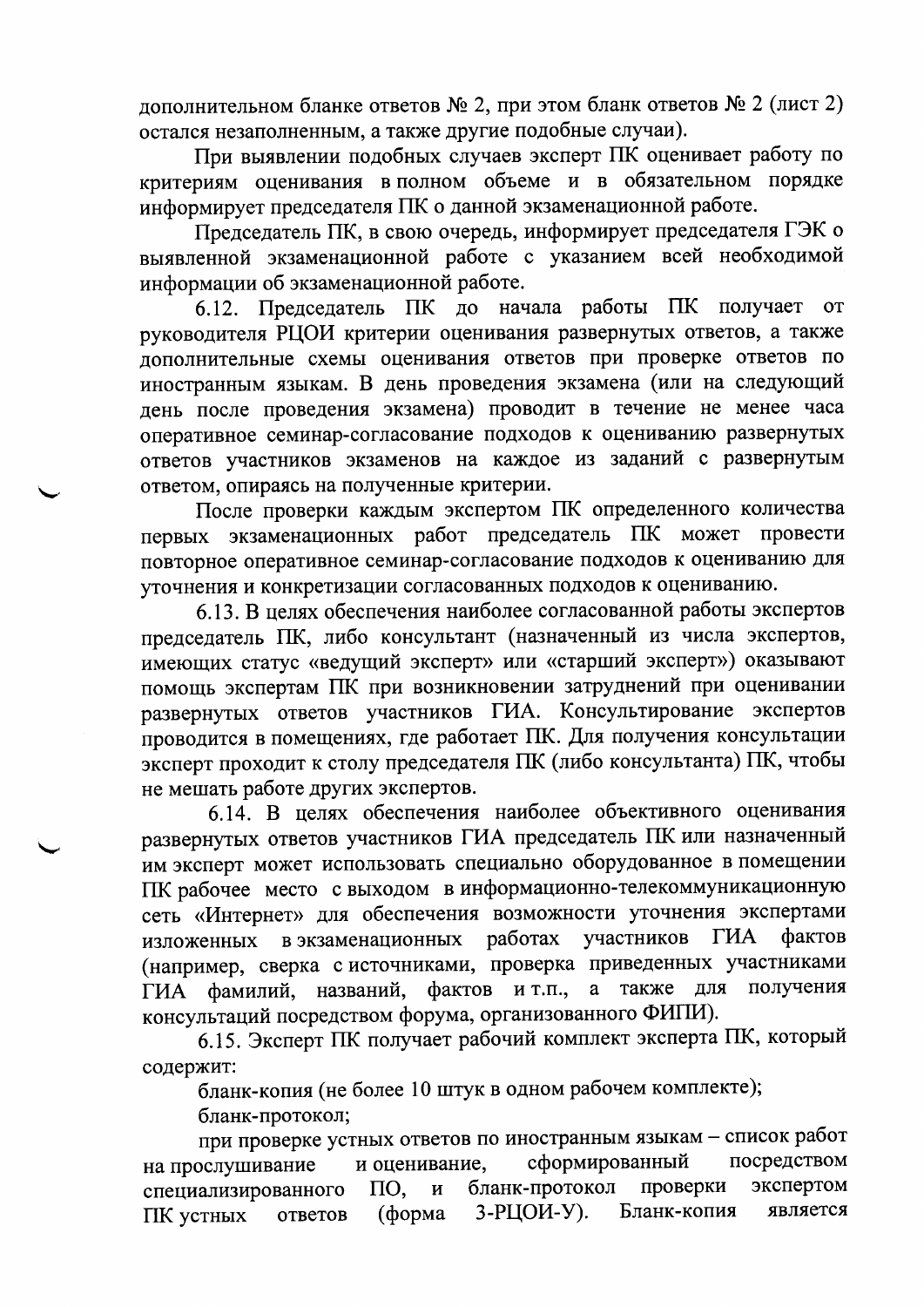дополнительном бланке ответов № 2, при этом бланк ответов № 2 (лист 2) остался незаполненным, а также другие подобные случаи).

При выявлении подобных случаев эксперт ПК оценивает работу по критериям оценивания в полном объеме и в обязательном порядке информирует председателя ПК о данной экзаменационной работе.

Председатель ПК, в свою очередь, информирует председателя ГЭК о выявленной экзаменационной работе с указанием всей необходимой информации об экзаменационной работе.

6.12. Председатель ПК до начала работы ПК получает от руководителя РЦОИ критерии оценивания развернутых ответов, а также дополнительные схемы оценивания ответов при проверке ответов по иностранным языкам. В день проведения экзамена (или на следующий день после проведения экзамена) проводит в течение не менее часа оперативное семинар-согласование подходов к оцениванию развернутых ответов участников экзаменов на каждое из заданий с развернутым ответом, опираясь на полученные критерии.

После проверки каждым экспертом ПК определенного количества первых экзаменационных работ председатель ПК может провести повторное оперативное семинар-согласование подходов к оцениванию для уточнения и конкретизации согласованных подходов к оцениванию.

6.13. В целях обеспечения наиболее согласованной работы экспертов председатель ПК, либо консультант (назначенный из числа экспертов, имеющих статус «ведущий эксперт» или «старший эксперт») оказывают помощь экспертам ПК при возникновении затруднений при оценивании развернутых ответов участников ГИА. Консультирование экспертов проводится в помещениях, где работает ПК. Для получения консультации эксперт проходит к столу председателя ПК (либо консультанта) ПК, чтобы не мешать работе других экспертов.

6.14. В целях обеспечения наиболее объективного оценивания развернутых ответов участников ГИА председатель ПК или назначенный им эксперт может использовать специально оборудованное в помещении ПК рабочее место с выходом в информационно-телекоммуникационную сеть «Интернет» для обеспечения возможности уточнения экспертами изложенных в экзаменационных работах участников ГИА фактов (например, сверка с источниками, проверка приведенных участниками ГИА фамилий, названий, фактов и т.п., а также для получения консультаций посредством форума, организованного ФИПИ).

6.15. Эксперт ПК получает рабочий комплект эксперта ПК, который содержит:

бланк-копия (не более 10 штук в одном рабочем комплекте);

бланк-протокол;

при проверке устных ответов по иностранным языкам – список работ на прослушивание и оценивание, сформированный посредством специализированного ПО, и бланк-протокол проверки экспертом ПК устных ответов (форма 3-РЦОИ-У). Бланк-копия является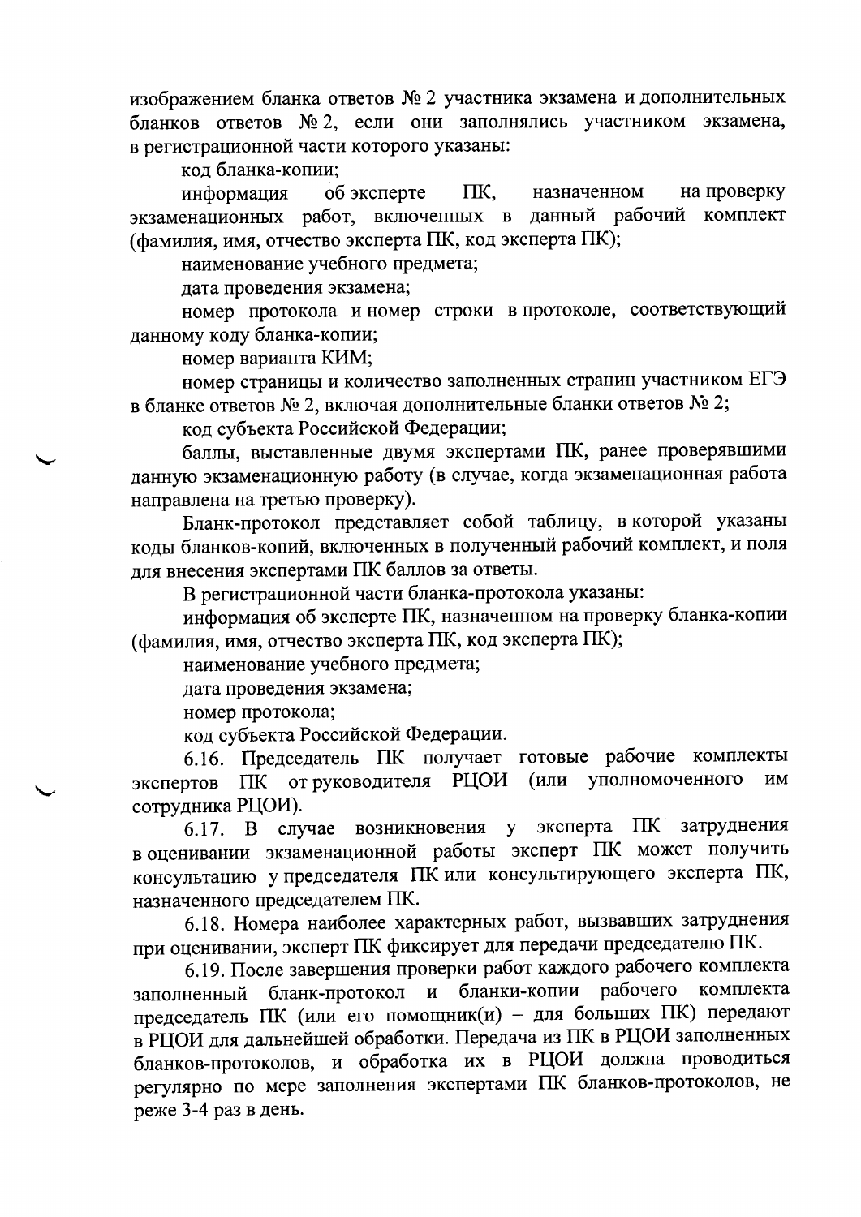изображением бланка ответов № 2 участника экзамена и дополнительных бланков ответов № 2, если они заполнялись участником экзамена, в регистрационной части которого указаны:

код бланка-копии;

информация об эксперте ПК, назначенном на проверку экзаменационных работ, включенных в данный рабочий комплект (фамилия, имя, отчество эксперта ПК, код эксперта ПК);

наименование учебного предмета;

дата проведения экзамена;

номер протокола и номер строки в протоколе, соответствующий данному коду бланка-копии;

номер варианта КИМ;

номер страницы и количество заполненных страниц участником ЕГЭ в бланке ответов № 2, включая дополнительные бланки ответов № 2;

код субъекта Российской Федерации;

баллы, выставленные двумя экспертами ПК, ранее проверявшими данную экзаменационную работу (в случае, когда экзаменационная работа направлена на третью проверку).

Бланк-протокол представляет собой таблицу, в которой указаны коды бланков-копий, включенных в полученный рабочий комплект, и поля для внесения экспертами ПК баллов за ответы.

В регистрационной части бланка-протокола указаны:

информация об эксперте ПК, назначенном на проверку бланка-копии (фамилия, имя, отчество эксперта ПК, код эксперта ПК);

наименование учебного предмета;

дата проведения экзамена;

номер протокола;

код субъекта Российской Федерации.

6.16. Председатель ПК получает готовые рабочие комплекты экспертов ПК от руководителя РЦОИ (или уполномоченного им сотрудника РЦОИ).

6.17. В случае возникновения у эксперта ПК затруднения в оценивании экзаменационной работы эксперт ПК может получить консультацию у председателя ПК или консультирующего эксперта ПК, назначенного председателем ПК.

6.18. Номера наиболее характерных работ, вызвавших затруднения при оценивании, эксперт ПК фиксирует для передачи председателю ПК.

6.19. После завершения проверки работ каждого рабочего комплекта заполненный бланк-протокол и бланки-копии рабочего комплекта председатель ПК (или его помощник(и) – для больших ПК) передают в РЦОИ для дальнейшей обработки. Передача из ПК в РЦОИ заполненных бланков-протоколов, и обработка их в РЦОИ должна проводиться регулярно по мере заполнения экспертами ПК бланков-протоколов, не реже 3-4 раз в день.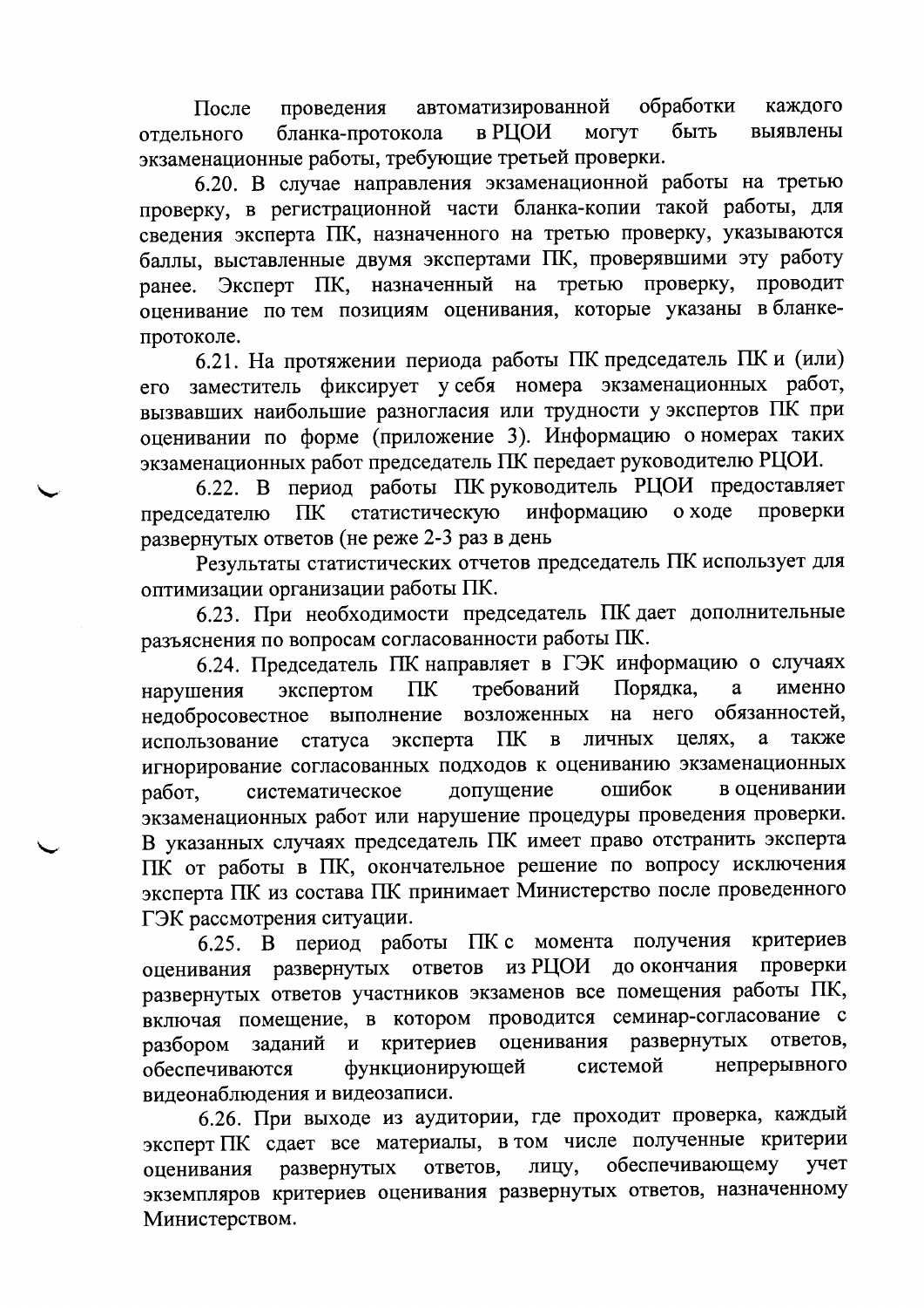После проведения автоматизированной обработки каждого отдельного бланка-протокола в РЦОИ могут быть выявлены экзаменационные работы, требующие третьей проверки.

6.20. В случае направления экзаменационной работы на третью проверку, в регистрационной части бланка-копии такой работы, для сведения эксперта ПК, назначенного на третью проверку, указываются баллы, выставленные двумя экспертами ПК, проверявшими эту работу ранее. Эксперт ПК, назначенный на третью проверку, проводит оценивание по тем позициям оценивания, которые указаны в бланке-протоколе.

6.21. На протяжении периода работы ПК председатель ПК и (или) его заместитель фиксирует у себя номера экзаменационных работ, вызвавших наибольшие разногласия или трудности у экспертов ПК при оценивании по форме (приложение 3). Информацию о номерах таких экзаменационных работ председатель ПК передает руководителю РЦОИ.

6.22. В период работы ПК руководитель РЦОИ предоставляет председателю ПК статистическую информацию о ходе проверки развернутых ответов (не реже 2-3 раз в день

Результаты статистических отчетов председатель ПК использует для оптимизации организации работы ПК.

6.23. При необходимости председатель ПК дает дополнительные разъяснения по вопросам согласованности работы ПК.

6.24. Председатель ПК направляет в ГЭК информацию о случаях нарушения экспертом ПК требований Порядка, а именно недобросовестное выполнение возложенных на него обязанностей, использование статуса эксперта ПК в личных целях, а также игнорирование согласованных подходов к оцениванию экзаменационных работ, систематическое допущение ошибок в оценивании экзаменационных работ или нарушение процедуры проведения проверки. В указанных случаях председатель ПК имеет право отстранить эксперта ПК от работы в ПК, окончательное решение по вопросу исключения эксперта ПК из состава ПК принимает Министерство после проведенного ГЭК рассмотрения ситуации.

6.25. В период работы ПК с момента получения критериев оценивания развернутых ответов из РЦОИ до окончания проверки развернутых ответов участников экзаменов все помещения работы ПК, включая помещение, в котором проводится семинар-согласование с разбором заданий и критериев оценивания развернутых ответов, обеспечиваются функционирующей системой непрерывного видеонаблюдения и видеозаписи.

6.26. При выходе из аудитории, где проходит проверка, каждый эксперт ПК сдает все материалы, в том числе полученные критерии оценивания развернутых ответов, лицу, обеспечивающему учет экземпляров критериев оценивания развернутых ответов, назначенному Министерством.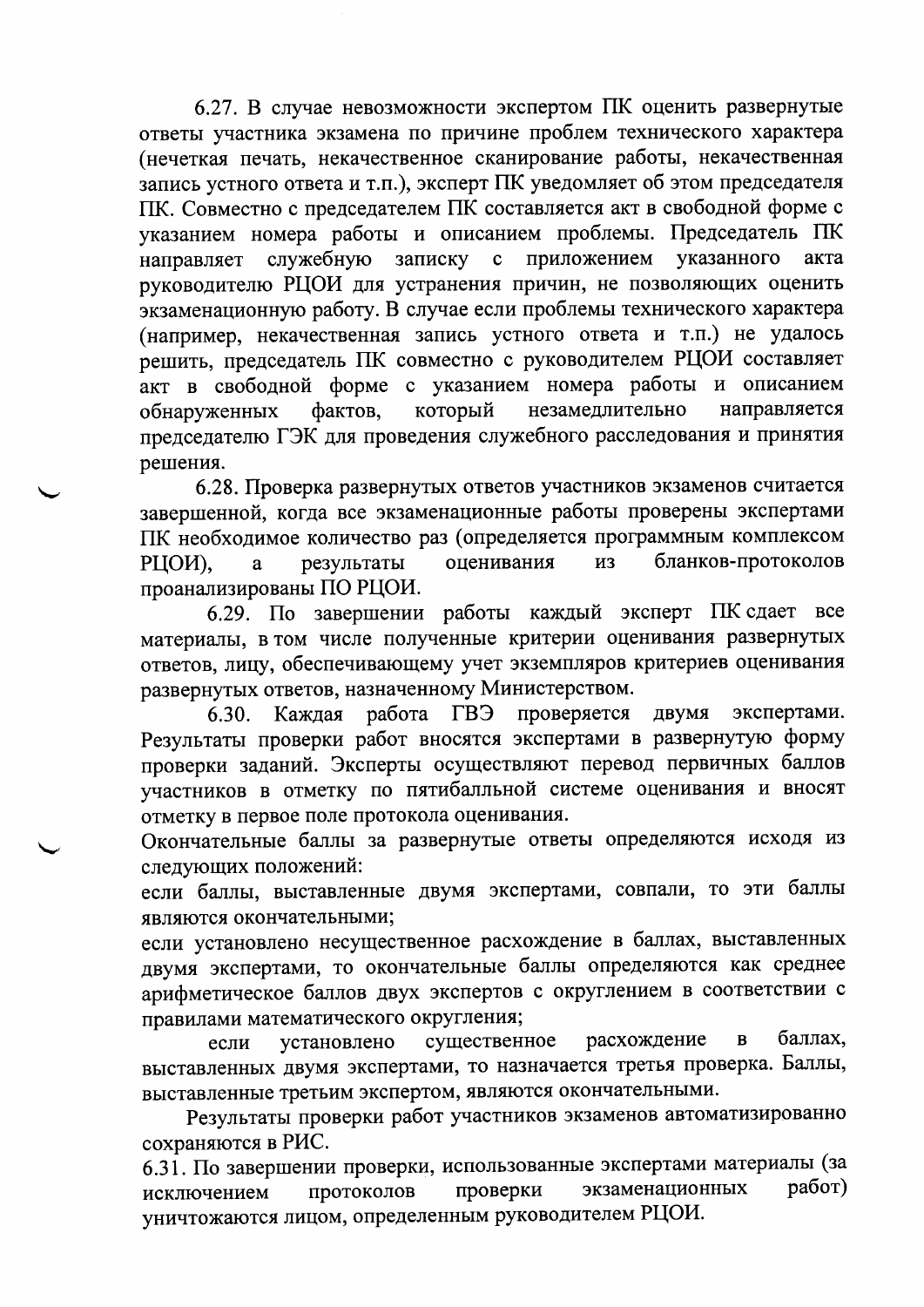6.27. В случае невозможности экспертом ПК оценить развернутые ответы участника экзамена по причине проблем технического характера (нечеткая печать, некачественное сканирование работы, некачественная запись устного ответа и т.п.), эксперт ПК уведомляет об этом председателя ПК. Совместно с председателем ПК составляется акт в свободной форме с указанием номера работы и описанием проблемы. Председатель ПК направляет служебную записку с приложением указанного акта руководителю РЦОИ для устранения причин, не позволяющих оценить экзаменационную работу. В случае если проблемы технического характера (например, некачественная запись устного ответа и т.п.) не удалось решить, председатель ПК совместно с руководителем РЦОИ составляет акт в свободной форме с указанием номера работы и описанием обнаруженных фактов, который незамедлительно направляется председателю ГЭК для проведения служебного расследования и принятия решения.

6.28. Проверка развернутых ответов участников экзаменов считается завершенной, когда все экзаменационные работы проверены экспертами ПК необходимое количество раз (определяется программным комплексом РЦОИ), а результаты оценивания из бланков-протоколов проанализированы ПО РЦОИ.

6.29. По завершении работы каждый эксперт ПК сдает все материалы, в том числе полученные критерии оценивания развернутых ответов, лицу, обеспечивающему учет экземпляров критериев оценивания развернутых ответов, назначенному Министерством.

6.30. Каждая работа ГВЭ проверяется двумя экспертами. Результаты проверки работ вносятся экспертами в развернутую форму проверки заданий. Эксперты осуществляют перевод первичных баллов участников в отметку по пятибалльной системе оценивания и вносят отметку в первое поле протокола оценивания.

Окончательные баллы за развернутые ответы определяются исходя из следующих положений:

если баллы, выставленные двумя экспертами, совпали, то эти баллы являются окончательными;

если установлено несущественное расхождение в баллах, выставленных двумя экспертами, то окончательные баллы определяются как среднее арифметическое баллов двух экспертов с округлением в соответствии с правилами математического округления;

если установлено существенное расхождение в баллах, выставленных двумя экспертами, то назначается третья проверка. Баллы, выставленные третьим экспертом, являются окончательными.

Результаты проверки работ участников экзаменов автоматизированно сохраняются в РИС.

6.31. По завершении проверки, использованные экспертами материалы (за исключением протоколов проверки экзаменационных работ) уничтожаются лицом, определенным руководителем РЦОИ.